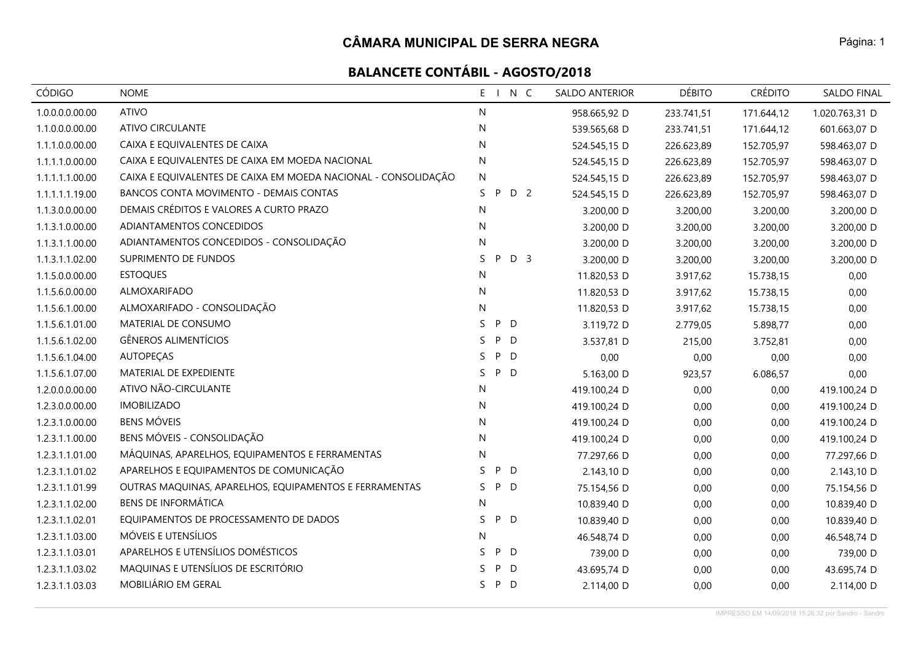# CÂMARA MUNICIPAL DE SERRA NEGRA

## BALANCETE CONTÁBIL - AGOSTO/2018

| CÓDIGO | NOME | E | I | N | C | SALDO ANTERIOR | DÉBITO | CRÉDITO | SALDO FINAL |
|---|---|---|---|---|---|---|---|---|---|
| 1.0.0.0.0.00.00 | ATIVO | N | | | | 958.665,92 D | 233.741,51 | 171.644,12 | 1.020.763,31 D |
| 1.1.0.0.0.00.00 | ATIVO CIRCULANTE | N | | | | 539.565,68 D | 233.741,51 | 171.644,12 | 601.663,07 D |
| 1.1.1.0.0.00.00 | CAIXA E EQUIVALENTES DE CAIXA | N | | | | 524.545,15 D | 226.623,89 | 152.705,97 | 598.463,07 D |
| 1.1.1.1.0.00.00 | CAIXA E EQUIVALENTES DE CAIXA EM MOEDA NACIONAL | N | | | | 524.545,15 D | 226.623,89 | 152.705,97 | 598.463,07 D |
| 1.1.1.1.1.00.00 | CAIXA E EQUIVALENTES DE CAIXA EM MOEDA NACIONAL - CONSOLIDAÇÃO | N | | | | 524.545,15 D | 226.623,89 | 152.705,97 | 598.463,07 D |
| 1.1.1.1.1.19.00 | BANCOS CONTA MOVIMENTO - DEMAIS CONTAS | S | P | D | 2 | 524.545,15 D | 226.623,89 | 152.705,97 | 598.463,07 D |
| 1.1.3.0.0.00.00 | DEMAIS CRÉDITOS E VALORES A CURTO PRAZO | N | | | | 3.200,00 D | 3.200,00 | 3.200,00 | 3.200,00 D |
| 1.1.3.1.0.00.00 | ADIANTAMENTOS CONCEDIDOS | N | | | | 3.200,00 D | 3.200,00 | 3.200,00 | 3.200,00 D |
| 1.1.3.1.1.00.00 | ADIANTAMENTOS CONCEDIDOS - CONSOLIDAÇÃO | N | | | | 3.200,00 D | 3.200,00 | 3.200,00 | 3.200,00 D |
| 1.1.3.1.1.02.00 | SUPRIMENTO DE FUNDOS | S | P | D | 3 | 3.200,00 D | 3.200,00 | 3.200,00 | 3.200,00 D |
| 1.1.5.0.0.00.00 | ESTOQUES | N | | | | 11.820,53 D | 3.917,62 | 15.738,15 | 0,00 |
| 1.1.5.6.0.00.00 | ALMOXARIFADO | N | | | | 11.820,53 D | 3.917,62 | 15.738,15 | 0,00 |
| 1.1.5.6.1.00.00 | ALMOXARIFADO - CONSOLIDAÇÃO | N | | | | 11.820,53 D | 3.917,62 | 15.738,15 | 0,00 |
| 1.1.5.6.1.01.00 | MATERIAL DE CONSUMO | S | P | D | | 3.119,72 D | 2.779,05 | 5.898,77 | 0,00 |
| 1.1.5.6.1.02.00 | GÊNEROS ALIMENTÍCIOS | S | P | D | | 3.537,81 D | 215,00 | 3.752,81 | 0,00 |
| 1.1.5.6.1.04.00 | AUTOPEÇAS | S | P | D | | 0,00 | 0,00 | 0,00 | 0,00 |
| 1.1.5.6.1.07.00 | MATERIAL DE EXPEDIENTE | S | P | D | | 5.163,00 D | 923,57 | 6.086,57 | 0,00 |
| 1.2.0.0.0.00.00 | ATIVO NÃO-CIRCULANTE | N | | | | 419.100,24 D | 0,00 | 0,00 | 419.100,24 D |
| 1.2.3.0.0.00.00 | IMOBILIZADO | N | | | | 419.100,24 D | 0,00 | 0,00 | 419.100,24 D |
| 1.2.3.1.0.00.00 | BENS MÓVEIS | N | | | | 419.100,24 D | 0,00 | 0,00 | 419.100,24 D |
| 1.2.3.1.1.00.00 | BENS MÓVEIS - CONSOLIDAÇÃO | N | | | | 419.100,24 D | 0,00 | 0,00 | 419.100,24 D |
| 1.2.3.1.1.01.00 | MÁQUINAS, APARELHOS, EQUIPAMENTOS E FERRAMENTAS | N | | | | 77.297,66 D | 0,00 | 0,00 | 77.297,66 D |
| 1.2.3.1.1.01.02 | APARELHOS E EQUIPAMENTOS DE COMUNICAÇÃO | S | P | D | | 2.143,10 D | 0,00 | 0,00 | 2.143,10 D |
| 1.2.3.1.1.01.99 | OUTRAS MAQUINAS, APARELHOS, EQUIPAMENTOS E FERRAMENTAS | S | P | D | | 75.154,56 D | 0,00 | 0,00 | 75.154,56 D |
| 1.2.3.1.1.02.00 | BENS DE INFORMÁTICA | N | | | | 10.839,40 D | 0,00 | 0,00 | 10.839,40 D |
| 1.2.3.1.1.02.01 | EQUIPAMENTOS DE PROCESSAMENTO DE DADOS | S | P | D | | 10.839,40 D | 0,00 | 0,00 | 10.839,40 D |
| 1.2.3.1.1.03.00 | MÓVEIS E UTENSÍLIOS | N | | | | 46.548,74 D | 0,00 | 0,00 | 46.548,74 D |
| 1.2.3.1.1.03.01 | APARELHOS E UTENSÍLIOS DOMÉSTICOS | S | P | D | | 739,00 D | 0,00 | 0,00 | 739,00 D |
| 1.2.3.1.1.03.02 | MAQUINAS E UTENSÍLIOS DE ESCRITÓRIO | S | P | D | | 43.695,74 D | 0,00 | 0,00 | 43.695,74 D |
| 1.2.3.1.1.03.03 | MOBILIÁRIO EM GERAL | S | P | D | | 2.114,00 D | 0,00 | 0,00 | 2.114,00 D |

IMPRESSO EM 14/09/2018 15:26:32 por Sandro - Sandro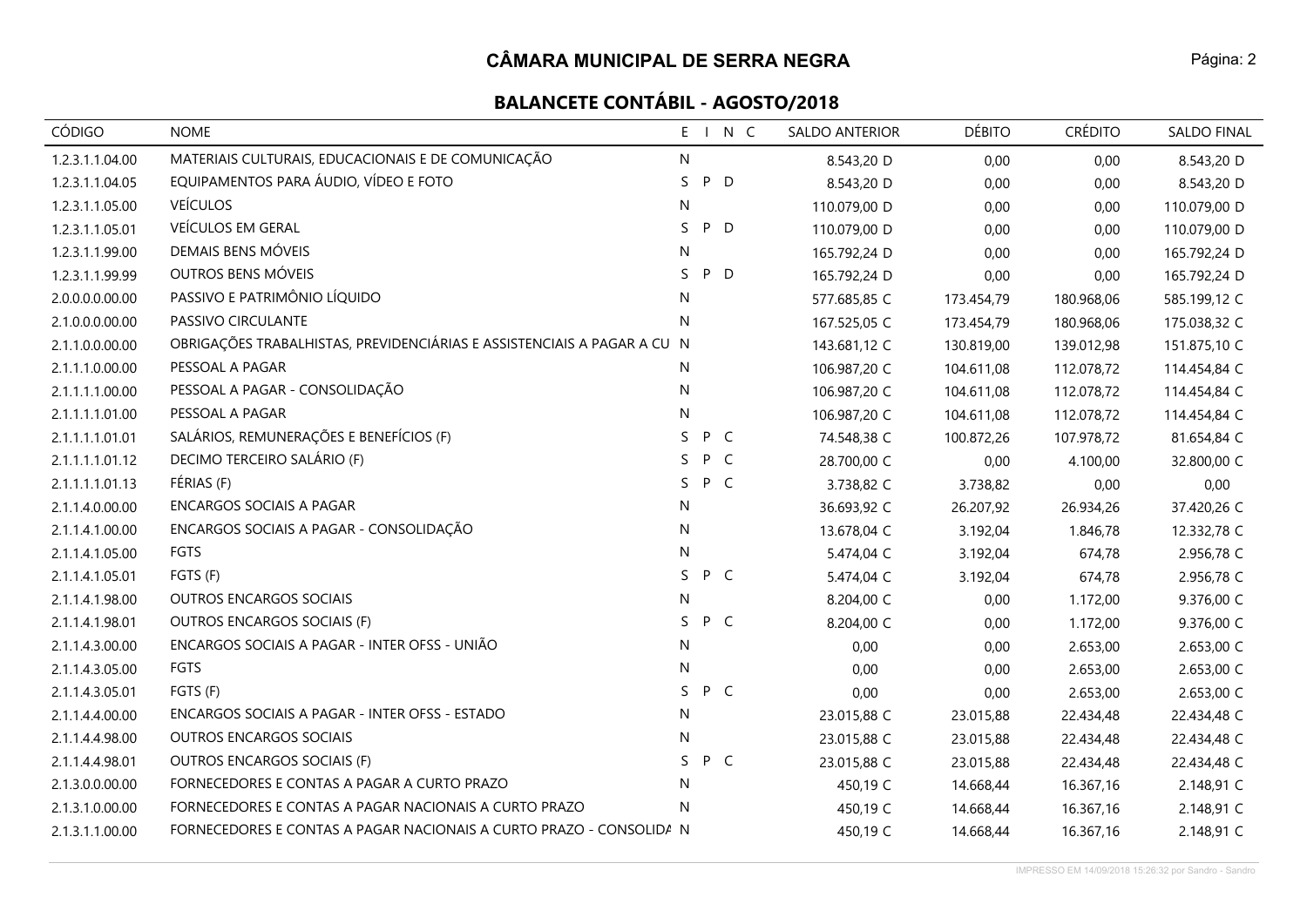## CÂMARA MUNICIPAL DE SERRA NEGRA

### BALANCETE CONTÁBIL - AGOSTO/2018

| CÓDIGO | NOME | E | I | N | C | SALDO ANTERIOR | DÉBITO | CRÉDITO | SALDO FINAL |
|---|---|---|---|---|---|---|---|---|---|
| 1.2.3.1.1.04.00 | MATERIAIS CULTURAIS, EDUCACIONAIS E DE COMUNICAÇÃO | N | | | | 8.543,20 D | 0,00 | 0,00 | 8.543,20 D |
| 1.2.3.1.1.04.05 | EQUIPAMENTOS PARA ÁUDIO, VÍDEO E FOTO | S | P | D | | 8.543,20 D | 0,00 | 0,00 | 8.543,20 D |
| 1.2.3.1.1.05.00 | VEÍCULOS | N | | | | 110.079,00 D | 0,00 | 0,00 | 110.079,00 D |
| 1.2.3.1.1.05.01 | VEÍCULOS EM GERAL | S | P | D | | 110.079,00 D | 0,00 | 0,00 | 110.079,00 D |
| 1.2.3.1.1.99.00 | DEMAIS BENS MÓVEIS | N | | | | 165.792,24 D | 0,00 | 0,00 | 165.792,24 D |
| 1.2.3.1.1.99.99 | OUTROS BENS MÓVEIS | S | P | D | | 165.792,24 D | 0,00 | 0,00 | 165.792,24 D |
| 2.0.0.0.0.00.00 | PASSIVO E PATRIMÔNIO LÍQUIDO | N | | | | 577.685,85 C | 173.454,79 | 180.968,06 | 585.199,12 C |
| 2.1.0.0.0.00.00 | PASSIVO CIRCULANTE | N | | | | 167.525,05 C | 173.454,79 | 180.968,06 | 175.038,32 C |
| 2.1.1.0.0.00.00 | OBRIGAÇÕES TRABALHISTAS, PREVIDENCIÁRIAS E ASSISTENCIAIS A PAGAR A CU | N | | | | 143.681,12 C | 130.819,00 | 139.012,98 | 151.875,10 C |
| 2.1.1.1.0.00.00 | PESSOAL A PAGAR | N | | | | 106.987,20 C | 104.611,08 | 112.078,72 | 114.454,84 C |
| 2.1.1.1.1.00.00 | PESSOAL A PAGAR - CONSOLIDAÇÃO | N | | | | 106.987,20 C | 104.611,08 | 112.078,72 | 114.454,84 C |
| 2.1.1.1.1.01.00 | PESSOAL A PAGAR | N | | | | 106.987,20 C | 104.611,08 | 112.078,72 | 114.454,84 C |
| 2.1.1.1.1.01.01 | SALÁRIOS, REMUNERAÇÕES E BENEFÍCIOS (F) | S | P | C | | 74.548,38 C | 100.872,26 | 107.978,72 | 81.654,84 C |
| 2.1.1.1.1.01.12 | DECIMO TERCEIRO SALÁRIO (F) | S | P | C | | 28.700,00 C | 0,00 | 4.100,00 | 32.800,00 C |
| 2.1.1.1.1.01.13 | FÉRIAS (F) | S | P | C | | 3.738,82 C | 3.738,82 | 0,00 | 0,00 |
| 2.1.1.4.0.00.00 | ENCARGOS SOCIAIS A PAGAR | N | | | | 36.693,92 C | 26.207,92 | 26.934,26 | 37.420,26 C |
| 2.1.1.4.1.00.00 | ENCARGOS SOCIAIS A PAGAR - CONSOLIDAÇÃO | N | | | | 13.678,04 C | 3.192,04 | 1.846,78 | 12.332,78 C |
| 2.1.1.4.1.05.00 | FGTS | N | | | | 5.474,04 C | 3.192,04 | 674,78 | 2.956,78 C |
| 2.1.1.4.1.05.01 | FGTS (F) | S | P | C | | 5.474,04 C | 3.192,04 | 674,78 | 2.956,78 C |
| 2.1.1.4.1.98.00 | OUTROS ENCARGOS SOCIAIS | N | | | | 8.204,00 C | 0,00 | 1.172,00 | 9.376,00 C |
| 2.1.1.4.1.98.01 | OUTROS ENCARGOS SOCIAIS (F) | S | P | C | | 8.204,00 C | 0,00 | 1.172,00 | 9.376,00 C |
| 2.1.1.4.3.00.00 | ENCARGOS SOCIAIS A PAGAR - INTER OFSS - UNIÃO | N | | | | 0,00 | 0,00 | 2.653,00 | 2.653,00 C |
| 2.1.1.4.3.05.00 | FGTS | N | | | | 0,00 | 0,00 | 2.653,00 | 2.653,00 C |
| 2.1.1.4.3.05.01 | FGTS (F) | S | P | C | | 0,00 | 0,00 | 2.653,00 | 2.653,00 C |
| 2.1.1.4.4.00.00 | ENCARGOS SOCIAIS A PAGAR - INTER OFSS - ESTADO | N | | | | 23.015,88 C | 23.015,88 | 22.434,48 | 22.434,48 C |
| 2.1.1.4.4.98.00 | OUTROS ENCARGOS SOCIAIS | N | | | | 23.015,88 C | 23.015,88 | 22.434,48 | 22.434,48 C |
| 2.1.1.4.4.98.01 | OUTROS ENCARGOS SOCIAIS (F) | S | P | C | | 23.015,88 C | 23.015,88 | 22.434,48 | 22.434,48 C |
| 2.1.3.0.0.00.00 | FORNECEDORES E CONTAS A PAGAR A CURTO PRAZO | N | | | | 450,19 C | 14.668,44 | 16.367,16 | 2.148,91 C |
| 2.1.3.1.0.00.00 | FORNECEDORES E CONTAS A PAGAR NACIONAIS A CURTO PRAZO | N | | | | 450,19 C | 14.668,44 | 16.367,16 | 2.148,91 C |
| 2.1.3.1.1.00.00 | FORNECEDORES E CONTAS A PAGAR NACIONAIS A CURTO PRAZO - CONSOLIDA | N | | | | 450,19 C | 14.668,44 | 16.367,16 | 2.148,91 C |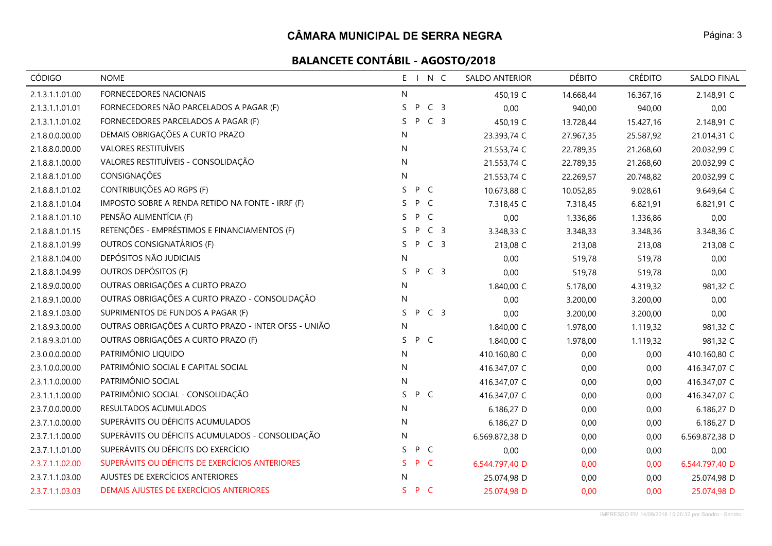# CÂMARA MUNICIPAL DE SERRA NEGRA

## BALANCETE CONTÁBIL - AGOSTO/2018

| CÓDIGO | NOME | E I N C | SALDO ANTERIOR | DÉBITO | CRÉDITO | SALDO FINAL |
|---|---|---|---|---|---|---|
| 2.1.3.1.1.01.00 | FORNECEDORES NACIONAIS | N | 450,19 C | 14.668,44 | 16.367,16 | 2.148,91 C |
| 2.1.3.1.1.01.01 | FORNECEDORES NÃO PARCELADOS A PAGAR (F) | S P C 3 | 0,00 | 940,00 | 940,00 | 0,00 |
| 2.1.3.1.1.01.02 | FORNECEDORES PARCELADOS A PAGAR (F) | S P C 3 | 450,19 C | 13.728,44 | 15.427,16 | 2.148,91 C |
| 2.1.8.0.0.00.00 | DEMAIS OBRIGAÇÕES A CURTO PRAZO | N | 23.393,74 C | 27.967,35 | 25.587,92 | 21.014,31 C |
| 2.1.8.8.0.00.00 | VALORES RESTITUÍVEIS | N | 21.553,74 C | 22.789,35 | 21.268,60 | 20.032,99 C |
| 2.1.8.8.1.00.00 | VALORES RESTITUÍVEIS - CONSOLIDAÇÃO | N | 21.553,74 C | 22.789,35 | 21.268,60 | 20.032,99 C |
| 2.1.8.8.1.01.00 | CONSIGNAÇÕES | N | 21.553,74 C | 22.269,57 | 20.748,82 | 20.032,99 C |
| 2.1.8.8.1.01.02 | CONTRIBUIÇÕES AO RGPS (F) | S P C | 10.673,88 C | 10.052,85 | 9.028,61 | 9.649,64 C |
| 2.1.8.8.1.01.04 | IMPOSTO SOBRE A RENDA RETIDO NA FONTE - IRRF (F) | S P C | 7.318,45 C | 7.318,45 | 6.821,91 | 6.821,91 C |
| 2.1.8.8.1.01.10 | PENSÃO ALIMENTÍCIA (F) | S P C | 0,00 | 1.336,86 | 1.336,86 | 0,00 |
| 2.1.8.8.1.01.15 | RETENÇÕES - EMPRÉSTIMOS E FINANCIAMENTOS (F) | S P C 3 | 3.348,33 C | 3.348,33 | 3.348,36 | 3.348,36 C |
| 2.1.8.8.1.01.99 | OUTROS CONSIGNATÁRIOS (F) | S P C 3 | 213,08 C | 213,08 | 213,08 | 213,08 C |
| 2.1.8.8.1.04.00 | DEPÓSITOS NÃO JUDICIAIS | N | 0,00 | 519,78 | 519,78 | 0,00 |
| 2.1.8.8.1.04.99 | OUTROS DEPÓSITOS (F) | S P C 3 | 0,00 | 519,78 | 519,78 | 0,00 |
| 2.1.8.9.0.00.00 | OUTRAS OBRIGAÇÕES A CURTO PRAZO | N | 1.840,00 C | 5.178,00 | 4.319,32 | 981,32 C |
| 2.1.8.9.1.00.00 | OUTRAS OBRIGAÇÕES A CURTO PRAZO - CONSOLIDAÇÃO | N | 0,00 | 3.200,00 | 3.200,00 | 0,00 |
| 2.1.8.9.1.03.00 | SUPRIMENTOS DE FUNDOS A PAGAR (F) | S P C 3 | 0,00 | 3.200,00 | 3.200,00 | 0,00 |
| 2.1.8.9.3.00.00 | OUTRAS OBRIGAÇÕES A CURTO PRAZO - INTER OFSS - UNIÃO | N | 1.840,00 C | 1.978,00 | 1.119,32 | 981,32 C |
| 2.1.8.9.3.01.00 | OUTRAS OBRIGAÇÕES A CURTO PRAZO (F) | S P C | 1.840,00 C | 1.978,00 | 1.119,32 | 981,32 C |
| 2.3.0.0.0.00.00 | PATRIMÔNIO LIQUIDO | N | 410.160,80 C | 0,00 | 0,00 | 410.160,80 C |
| 2.3.1.0.0.00.00 | PATRIMÔNIO SOCIAL E CAPITAL SOCIAL | N | 416.347,07 C | 0,00 | 0,00 | 416.347,07 C |
| 2.3.1.1.0.00.00 | PATRIMÔNIO SOCIAL | N | 416.347,07 C | 0,00 | 0,00 | 416.347,07 C |
| 2.3.1.1.1.00.00 | PATRIMÔNIO SOCIAL - CONSOLIDAÇÃO | S P C | 416.347,07 C | 0,00 | 0,00 | 416.347,07 C |
| 2.3.7.0.0.00.00 | RESULTADOS ACUMULADOS | N | 6.186,27 D | 0,00 | 0,00 | 6.186,27 D |
| 2.3.7.1.0.00.00 | SUPERÁVITS OU DÉFICITS ACUMULADOS | N | 6.186,27 D | 0,00 | 0,00 | 6.186,27 D |
| 2.3.7.1.1.00.00 | SUPERÁVITS OU DÉFICITS ACUMULADOS - CONSOLIDAÇÃO | N | 6.569.872,38 D | 0,00 | 0,00 | 6.569.872,38 D |
| 2.3.7.1.1.01.00 | SUPERÁVITS OU DÉFICITS DO EXERCÍCIO | S P C | 0,00 | 0,00 | 0,00 | 0,00 |
| 2.3.7.1.1.02.00 | SUPERÁVITS OU DÉFICITS DE EXERCÍCIOS ANTERIORES | S P C | 6.544.797,40 D | 0,00 | 0,00 | 6.544.797,40 D |
| 2.3.7.1.1.03.00 | AJUSTES DE EXERCÍCIOS ANTERIORES | N | 25.074,98 D | 0,00 | 0,00 | 25.074,98 D |
| 2.3.7.1.1.03.03 | DEMAIS AJUSTES DE EXERCÍCIOS ANTERIORES | S P C | 25.074,98 D | 0,00 | 0,00 | 25.074,98 D |

IMPRESSO EM 14/09/2018 15:26:32 por Sandro - Sandro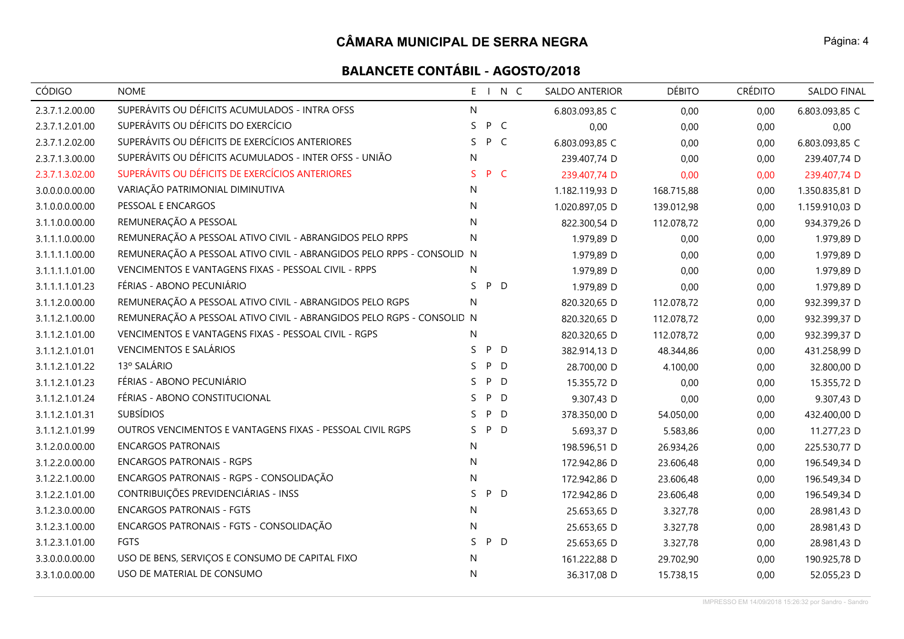# CÂMARA MUNICIPAL DE SERRA NEGRA

## BALANCETE CONTÁBIL - AGOSTO/2018

| CÓDIGO | NOME | E | I | N | C | SALDO ANTERIOR | DÉBITO | CRÉDITO | SALDO FINAL |
|---|---|---|---|---|---|---|---|---|---|
| 2.3.7.1.2.00.00 | SUPERÁVITS OU DÉFICITS ACUMULADOS - INTRA OFSS | N | | | | 6.803.093,85 C | 0,00 | 0,00 | 6.803.093,85 C |
| 2.3.7.1.2.01.00 | SUPERÁVITS OU DÉFICITS DO EXERCÍCIO | S | P | C | | 0,00 | 0,00 | 0,00 | 0,00 |
| 2.3.7.1.2.02.00 | SUPERÁVITS OU DÉFICITS DE EXERCÍCIOS ANTERIORES | S | P | C | | 6.803.093,85 C | 0,00 | 0,00 | 6.803.093,85 C |
| 2.3.7.1.3.00.00 | SUPERÁVITS OU DÉFICITS ACUMULADOS - INTER OFSS - UNIÃO | N | | | | 239.407,74 D | 0,00 | 0,00 | 239.407,74 D |
| 2.3.7.1.3.02.00 | SUPERÁVITS OU DÉFICITS DE EXERCÍCIOS ANTERIORES | S | P | C | | 239.407,74 D | 0,00 | 0,00 | 239.407,74 D |
| 3.0.0.0.0.00.00 | VARIAÇÃO PATRIMONIAL DIMINUTIVA | N | | | | 1.182.119,93 D | 168.715,88 | 0,00 | 1.350.835,81 D |
| 3.1.0.0.0.00.00 | PESSOAL E ENCARGOS | N | | | | 1.020.897,05 D | 139.012,98 | 0,00 | 1.159.910,03 D |
| 3.1.1.0.0.00.00 | REMUNERAÇÃO A PESSOAL | N | | | | 822.300,54 D | 112.078,72 | 0,00 | 934.379,26 D |
| 3.1.1.1.0.00.00 | REMUNERAÇÃO A PESSOAL ATIVO CIVIL - ABRANGIDOS PELO RPPS | N | | | | 1.979,89 D | 0,00 | 0,00 | 1.979,89 D |
| 3.1.1.1.1.00.00 | REMUNERAÇÃO A PESSOAL ATIVO CIVIL - ABRANGIDOS PELO RPPS - CONSOLID | N | | | | 1.979,89 D | 0,00 | 0,00 | 1.979,89 D |
| 3.1.1.1.1.01.00 | VENCIMENTOS E VANTAGENS FIXAS - PESSOAL CIVIL - RPPS | N | | | | 1.979,89 D | 0,00 | 0,00 | 1.979,89 D |
| 3.1.1.1.1.01.23 | FÉRIAS - ABONO PECUNIÁRIO | S | P | D | | 1.979,89 D | 0,00 | 0,00 | 1.979,89 D |
| 3.1.1.2.0.00.00 | REMUNERAÇÃO A PESSOAL ATIVO CIVIL - ABRANGIDOS PELO RGPS | N | | | | 820.320,65 D | 112.078,72 | 0,00 | 932.399,37 D |
| 3.1.1.2.1.00.00 | REMUNERAÇÃO A PESSOAL ATIVO CIVIL - ABRANGIDOS PELO RGPS - CONSOLID | N | | | | 820.320,65 D | 112.078,72 | 0,00 | 932.399,37 D |
| 3.1.1.2.1.01.00 | VENCIMENTOS E VANTAGENS FIXAS - PESSOAL CIVIL - RGPS | N | | | | 820.320,65 D | 112.078,72 | 0,00 | 932.399,37 D |
| 3.1.1.2.1.01.01 | VENCIMENTOS E SALÁRIOS | S | P | D | | 382.914,13 D | 48.344,86 | 0,00 | 431.258,99 D |
| 3.1.1.2.1.01.22 | 13º SALÁRIO | S | P | D | | 28.700,00 D | 4.100,00 | 0,00 | 32.800,00 D |
| 3.1.1.2.1.01.23 | FÉRIAS - ABONO PECUNIÁRIO | S | P | D | | 15.355,72 D | 0,00 | 0,00 | 15.355,72 D |
| 3.1.1.2.1.01.24 | FÉRIAS - ABONO CONSTITUCIONAL | S | P | D | | 9.307,43 D | 0,00 | 0,00 | 9.307,43 D |
| 3.1.1.2.1.01.31 | SUBSÍDIOS | S | P | D | | 378.350,00 D | 54.050,00 | 0,00 | 432.400,00 D |
| 3.1.1.2.1.01.99 | OUTROS VENCIMENTOS E VANTAGENS FIXAS - PESSOAL CIVIL RGPS | S | P | D | | 5.693,37 D | 5.583,86 | 0,00 | 11.277,23 D |
| 3.1.2.0.0.00.00 | ENCARGOS PATRONAIS | N | | | | 198.596,51 D | 26.934,26 | 0,00 | 225.530,77 D |
| 3.1.2.2.0.00.00 | ENCARGOS PATRONAIS - RGPS | N | | | | 172.942,86 D | 23.606,48 | 0,00 | 196.549,34 D |
| 3.1.2.2.1.00.00 | ENCARGOS PATRONAIS - RGPS - CONSOLIDAÇÃO | N | | | | 172.942,86 D | 23.606,48 | 0,00 | 196.549,34 D |
| 3.1.2.2.1.01.00 | CONTRIBUIÇÕES PREVIDENCIÁRIAS - INSS | S | P | D | | 172.942,86 D | 23.606,48 | 0,00 | 196.549,34 D |
| 3.1.2.3.0.00.00 | ENCARGOS PATRONAIS - FGTS | N | | | | 25.653,65 D | 3.327,78 | 0,00 | 28.981,43 D |
| 3.1.2.3.1.00.00 | ENCARGOS PATRONAIS - FGTS - CONSOLIDAÇÃO | N | | | | 25.653,65 D | 3.327,78 | 0,00 | 28.981,43 D |
| 3.1.2.3.1.01.00 | FGTS | S | P | D | | 25.653,65 D | 3.327,78 | 0,00 | 28.981,43 D |
| 3.3.0.0.0.00.00 | USO DE BENS, SERVIÇOS E CONSUMO DE CAPITAL FIXO | N | | | | 161.222,88 D | 29.702,90 | 0,00 | 190.925,78 D |
| 3.3.1.0.0.00.00 | USO DE MATERIAL DE CONSUMO | N | | | | 36.317,08 D | 15.738,15 | 0,00 | 52.055,23 D |

IMPRESSO EM 14/09/2018 15:26:32 por Sandro - Sandro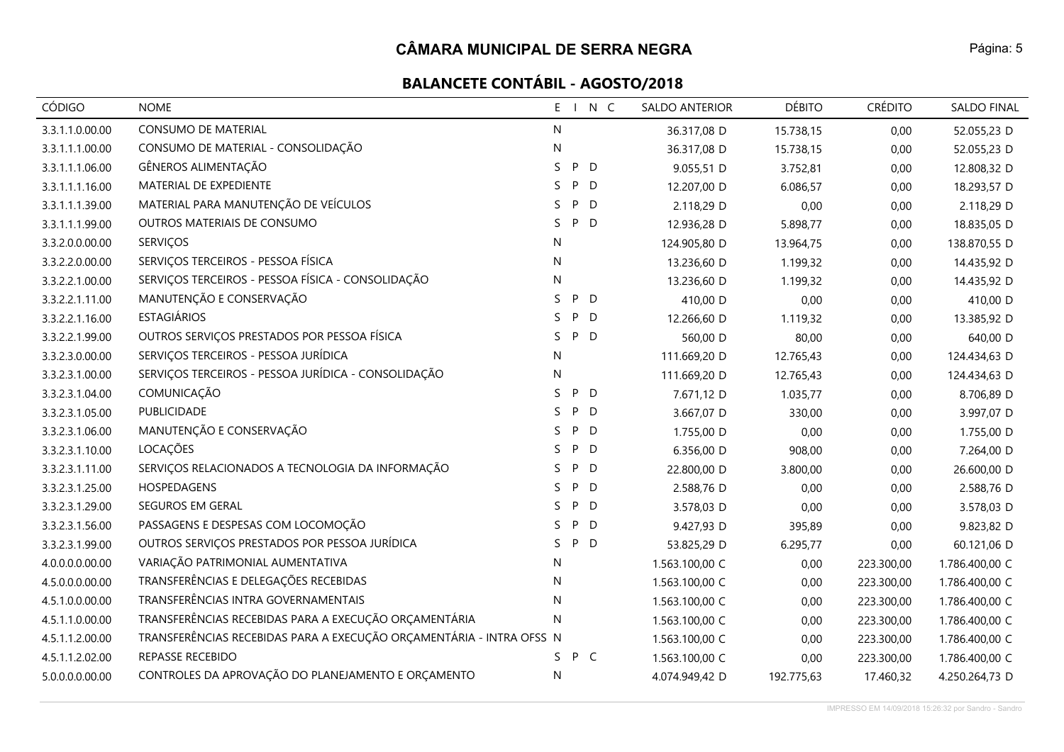# CÂMARA MUNICIPAL DE SERRA NEGRA

## BALANCETE CONTÁBIL - AGOSTO/2018

| CÓDIGO | NOME | E | I | N | C | SALDO ANTERIOR | DÉBITO | CRÉDITO | SALDO FINAL |
|---|---|---|---|---|---|---|---|---|---|
| 3.3.1.1.0.00.00 | CONSUMO DE MATERIAL | N | | | | 36.317,08 D | 15.738,15 | 0,00 | 52.055,23 D |
| 3.3.1.1.1.00.00 | CONSUMO DE MATERIAL - CONSOLIDAÇÃO | N | | | | 36.317,08 D | 15.738,15 | 0,00 | 52.055,23 D |
| 3.3.1.1.1.06.00 | GÊNEROS ALIMENTAÇÃO | S | P | D | | 9.055,51 D | 3.752,81 | 0,00 | 12.808,32 D |
| 3.3.1.1.1.16.00 | MATERIAL DE EXPEDIENTE | S | P | D | | 12.207,00 D | 6.086,57 | 0,00 | 18.293,57 D |
| 3.3.1.1.1.39.00 | MATERIAL PARA MANUTENÇÃO DE VEÍCULOS | S | P | D | | 2.118,29 D | 0,00 | 0,00 | 2.118,29 D |
| 3.3.1.1.1.99.00 | OUTROS MATERIAIS DE CONSUMO | S | P | D | | 12.936,28 D | 5.898,77 | 0,00 | 18.835,05 D |
| 3.3.2.0.0.00.00 | SERVIÇOS | N | | | | 124.905,80 D | 13.964,75 | 0,00 | 138.870,55 D |
| 3.3.2.2.0.00.00 | SERVIÇOS TERCEIROS - PESSOA FÍSICA | N | | | | 13.236,60 D | 1.199,32 | 0,00 | 14.435,92 D |
| 3.3.2.2.1.00.00 | SERVIÇOS TERCEIROS - PESSOA FÍSICA - CONSOLIDAÇÃO | N | | | | 13.236,60 D | 1.199,32 | 0,00 | 14.435,92 D |
| 3.3.2.2.1.11.00 | MANUTENÇÃO E CONSERVAÇÃO | S | P | D | | 410,00 D | 0,00 | 0,00 | 410,00 D |
| 3.3.2.2.1.16.00 | ESTAGIÁRIOS | S | P | D | | 12.266,60 D | 1.119,32 | 0,00 | 13.385,92 D |
| 3.3.2.2.1.99.00 | OUTROS SERVIÇOS PRESTADOS POR PESSOA FÍSICA | S | P | D | | 560,00 D | 80,00 | 0,00 | 640,00 D |
| 3.3.2.3.0.00.00 | SERVIÇOS TERCEIROS - PESSOA JURÍDICA | N | | | | 111.669,20 D | 12.765,43 | 0,00 | 124.434,63 D |
| 3.3.2.3.1.00.00 | SERVIÇOS TERCEIROS - PESSOA JURÍDICA - CONSOLIDAÇÃO | N | | | | 111.669,20 D | 12.765,43 | 0,00 | 124.434,63 D |
| 3.3.2.3.1.04.00 | COMUNICAÇÃO | S | P | D | | 7.671,12 D | 1.035,77 | 0,00 | 8.706,89 D |
| 3.3.2.3.1.05.00 | PUBLICIDADE | S | P | D | | 3.667,07 D | 330,00 | 0,00 | 3.997,07 D |
| 3.3.2.3.1.06.00 | MANUTENÇÃO E CONSERVAÇÃO | S | P | D | | 1.755,00 D | 0,00 | 0,00 | 1.755,00 D |
| 3.3.2.3.1.10.00 | LOCAÇÕES | S | P | D | | 6.356,00 D | 908,00 | 0,00 | 7.264,00 D |
| 3.3.2.3.1.11.00 | SERVIÇOS RELACIONADOS A TECNOLOGIA DA INFORMAÇÃO | S | P | D | | 22.800,00 D | 3.800,00 | 0,00 | 26.600,00 D |
| 3.3.2.3.1.25.00 | HOSPEDAGENS | S | P | D | | 2.588,76 D | 0,00 | 0,00 | 2.588,76 D |
| 3.3.2.3.1.29.00 | SEGUROS EM GERAL | S | P | D | | 3.578,03 D | 0,00 | 0,00 | 3.578,03 D |
| 3.3.2.3.1.56.00 | PASSAGENS E DESPESAS COM LOCOMOÇÃO | S | P | D | | 9.427,93 D | 395,89 | 0,00 | 9.823,82 D |
| 3.3.2.3.1.99.00 | OUTROS SERVIÇOS PRESTADOS POR PESSOA JURÍDICA | S | P | D | | 53.825,29 D | 6.295,77 | 0,00 | 60.121,06 D |
| 4.0.0.0.0.00.00 | VARIAÇÃO PATRIMONIAL AUMENTATIVA | N | | | | 1.563.100,00 C | 0,00 | 223.300,00 | 1.786.400,00 C |
| 4.5.0.0.0.00.00 | TRANSFERÊNCIAS E DELEGAÇÕES RECEBIDAS | N | | | | 1.563.100,00 C | 0,00 | 223.300,00 | 1.786.400,00 C |
| 4.5.1.0.0.00.00 | TRANSFERÊNCIAS INTRA GOVERNAMENTAIS | N | | | | 1.563.100,00 C | 0,00 | 223.300,00 | 1.786.400,00 C |
| 4.5.1.1.0.00.00 | TRANSFERÊNCIAS RECEBIDAS PARA A EXECUÇÃO ORÇAMENTÁRIA | N | | | | 1.563.100,00 C | 0,00 | 223.300,00 | 1.786.400,00 C |
| 4.5.1.1.2.00.00 | TRANSFERÊNCIAS RECEBIDAS PARA A EXECUÇÃO ORÇAMENTÁRIA - INTRA OFSS | N | | | | 1.563.100,00 C | 0,00 | 223.300,00 | 1.786.400,00 C |
| 4.5.1.1.2.02.00 | REPASSE RECEBIDO | S | P | C | | 1.563.100,00 C | 0,00 | 223.300,00 | 1.786.400,00 C |
| 5.0.0.0.0.00.00 | CONTROLES DA APROVAÇÃO DO PLANEJAMENTO E ORÇAMENTO | N | | | | 4.074.949,42 D | 192.775,63 | 17.460,32 | 4.250.264,73 D |

IMPRESSO EM 14/09/2018 15:26:32 por Sandro - Sandro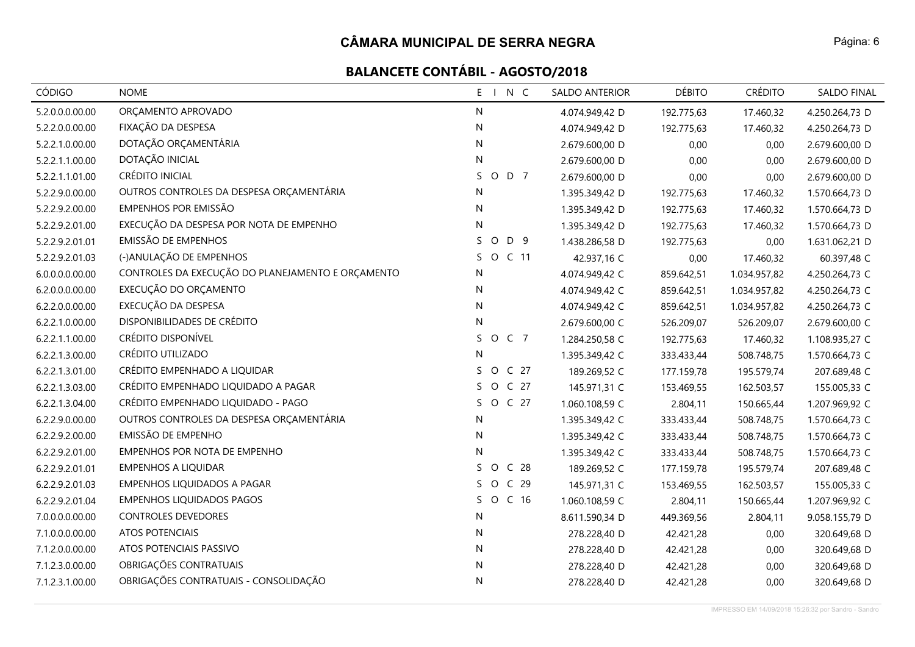# CÂMARA MUNICIPAL DE SERRA NEGRA

## BALANCETE CONTÁBIL - AGOSTO/2018

| CÓDIGO | NOME | E I N C | SALDO ANTERIOR | DÉBITO | CRÉDITO | SALDO FINAL |
|---|---|---|---|---|---|---|
| 5.2.0.0.0.00.00 | ORÇAMENTO APROVADO | N | 4.074.949,42 D | 192.775,63 | 17.460,32 | 4.250.264,73 D |
| 5.2.2.0.0.00.00 | FIXAÇÃO DA DESPESA | N | 4.074.949,42 D | 192.775,63 | 17.460,32 | 4.250.264,73 D |
| 5.2.2.1.0.00.00 | DOTAÇÃO ORÇAMENTÁRIA | N | 2.679.600,00 D | 0,00 | 0,00 | 2.679.600,00 D |
| 5.2.2.1.1.00.00 | DOTAÇÃO INICIAL | N | 2.679.600,00 D | 0,00 | 0,00 | 2.679.600,00 D |
| 5.2.2.1.1.01.00 | CRÉDITO INICIAL | S O D 7 | 2.679.600,00 D | 0,00 | 0,00 | 2.679.600,00 D |
| 5.2.2.9.0.00.00 | OUTROS CONTROLES DA DESPESA ORÇAMENTÁRIA | N | 1.395.349,42 D | 192.775,63 | 17.460,32 | 1.570.664,73 D |
| 5.2.2.9.2.00.00 | EMPENHOS POR EMISSÃO | N | 1.395.349,42 D | 192.775,63 | 17.460,32 | 1.570.664,73 D |
| 5.2.2.9.2.01.00 | EXECUÇÃO DA DESPESA POR NOTA DE EMPENHO | N | 1.395.349,42 D | 192.775,63 | 17.460,32 | 1.570.664,73 D |
| 5.2.2.9.2.01.01 | EMISSÃO DE EMPENHOS | S O D 9 | 1.438.286,58 D | 192.775,63 | 0,00 | 1.631.062,21 D |
| 5.2.2.9.2.01.03 | (-)ANULAÇÃO DE EMPENHOS | S O C 11 | 42.937,16 C | 0,00 | 17.460,32 | 60.397,48 C |
| 6.0.0.0.0.00.00 | CONTROLES DA EXECUÇÃO DO PLANEJAMENTO E ORÇAMENTO | N | 4.074.949,42 C | 859.642,51 | 1.034.957,82 | 4.250.264,73 C |
| 6.2.0.0.0.00.00 | EXECUÇÃO DO ORÇAMENTO | N | 4.074.949,42 C | 859.642,51 | 1.034.957,82 | 4.250.264,73 C |
| 6.2.2.0.0.00.00 | EXECUÇÃO DA DESPESA | N | 4.074.949,42 C | 859.642,51 | 1.034.957,82 | 4.250.264,73 C |
| 6.2.2.1.0.00.00 | DISPONIBILIDADES DE CRÉDITO | N | 2.679.600,00 C | 526.209,07 | 526.209,07 | 2.679.600,00 C |
| 6.2.2.1.1.00.00 | CRÉDITO DISPONÍVEL | S O C 7 | 1.284.250,58 C | 192.775,63 | 17.460,32 | 1.108.935,27 C |
| 6.2.2.1.3.00.00 | CRÉDITO UTILIZADO | N | 1.395.349,42 C | 333.433,44 | 508.748,75 | 1.570.664,73 C |
| 6.2.2.1.3.01.00 | CRÉDITO EMPENHADO A LIQUIDAR | S O C 27 | 189.269,52 C | 177.159,78 | 195.579,74 | 207.689,48 C |
| 6.2.2.1.3.03.00 | CRÉDITO EMPENHADO LIQUIDADO A PAGAR | S O C 27 | 145.971,31 C | 153.469,55 | 162.503,57 | 155.005,33 C |
| 6.2.2.1.3.04.00 | CRÉDITO EMPENHADO LIQUIDADO - PAGO | S O C 27 | 1.060.108,59 C | 2.804,11 | 150.665,44 | 1.207.969,92 C |
| 6.2.2.9.0.00.00 | OUTROS CONTROLES DA DESPESA ORÇAMENTÁRIA | N | 1.395.349,42 C | 333.433,44 | 508.748,75 | 1.570.664,73 C |
| 6.2.2.9.2.00.00 | EMISSÃO DE EMPENHO | N | 1.395.349,42 C | 333.433,44 | 508.748,75 | 1.570.664,73 C |
| 6.2.2.9.2.01.00 | EMPENHOS POR NOTA DE EMPENHO | N | 1.395.349,42 C | 333.433,44 | 508.748,75 | 1.570.664,73 C |
| 6.2.2.9.2.01.01 | EMPENHOS A LIQUIDAR | S O C 28 | 189.269,52 C | 177.159,78 | 195.579,74 | 207.689,48 C |
| 6.2.2.9.2.01.03 | EMPENHOS LIQUIDADOS A PAGAR | S O C 29 | 145.971,31 C | 153.469,55 | 162.503,57 | 155.005,33 C |
| 6.2.2.9.2.01.04 | EMPENHOS LIQUIDADOS PAGOS | S O C 16 | 1.060.108,59 C | 2.804,11 | 150.665,44 | 1.207.969,92 C |
| 7.0.0.0.0.00.00 | CONTROLES DEVEDORES | N | 8.611.590,34 D | 449.369,56 | 2.804,11 | 9.058.155,79 D |
| 7.1.0.0.0.00.00 | ATOS POTENCIAIS | N | 278.228,40 D | 42.421,28 | 0,00 | 320.649,68 D |
| 7.1.2.0.0.00.00 | ATOS POTENCIAIS PASSIVO | N | 278.228,40 D | 42.421,28 | 0,00 | 320.649,68 D |
| 7.1.2.3.0.00.00 | OBRIGAÇÕES CONTRATUAIS | N | 278.228,40 D | 42.421,28 | 0,00 | 320.649,68 D |
| 7.1.2.3.1.00.00 | OBRIGAÇÕES CONTRATUAIS - CONSOLIDAÇÃO | N | 278.228,40 D | 42.421,28 | 0,00 | 320.649,68 D |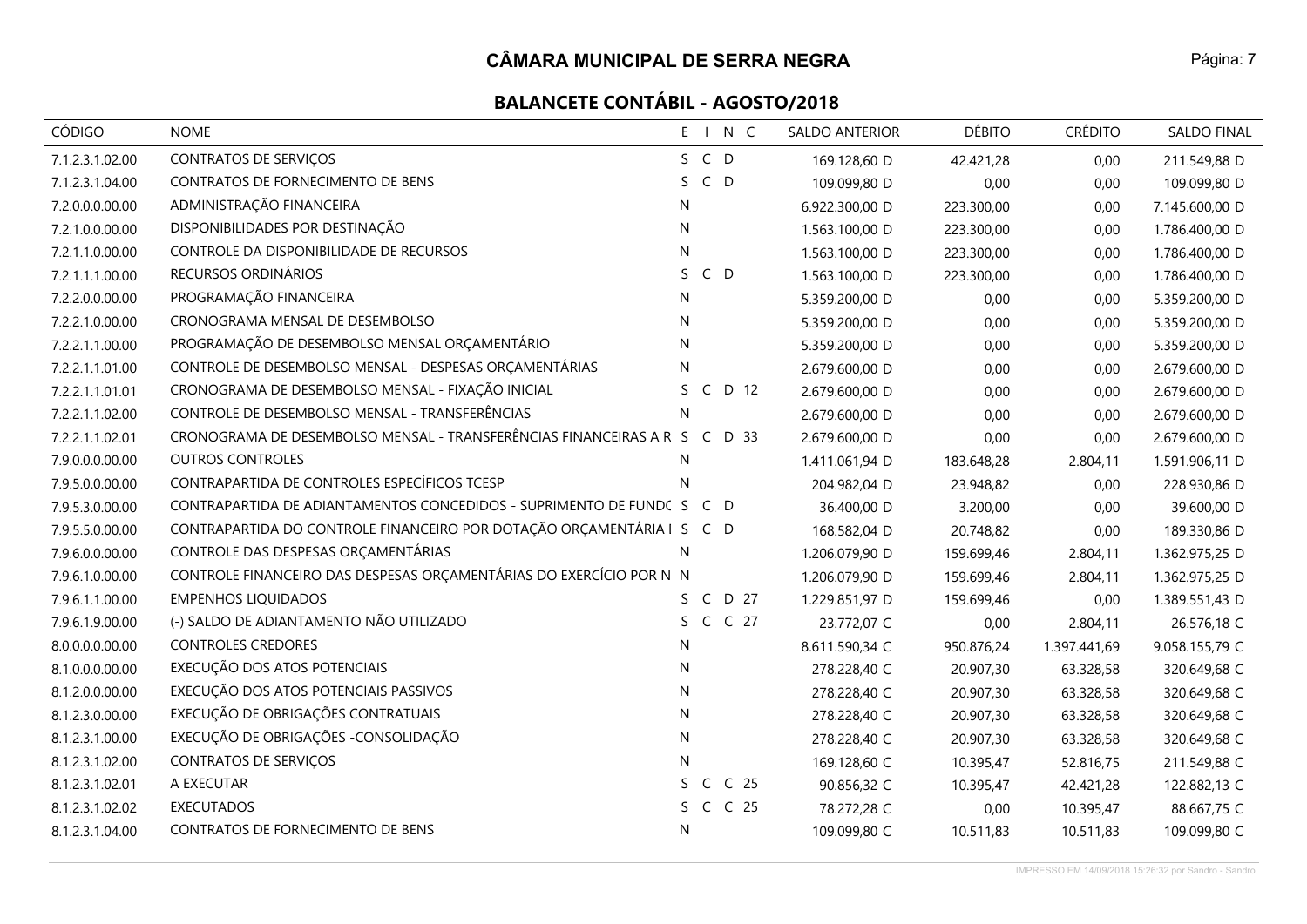# CÂMARA MUNICIPAL DE SERRA NEGRA

## BALANCETE CONTÁBIL - AGOSTO/2018

| CÓDIGO | NOME | E | I | N | C | SALDO ANTERIOR | DÉBITO | CRÉDITO | SALDO FINAL |
|---|---|---|---|---|---|---|---|---|---|
| 7.1.2.3.1.02.00 | CONTRATOS DE SERVIÇOS | S | C | D | | 169.128,60 D | 42.421,28 | 0,00 | 211.549,88 D |
| 7.1.2.3.1.04.00 | CONTRATOS DE FORNECIMENTO DE BENS | S | C | D | | 109.099,80 D | 0,00 | 0,00 | 109.099,80 D |
| 7.2.0.0.0.00.00 | ADMINISTRAÇÃO FINANCEIRA | N | | | | 6.922.300,00 D | 223.300,00 | 0,00 | 7.145.600,00 D |
| 7.2.1.0.0.00.00 | DISPONIBILIDADES POR DESTINAÇÃO | N | | | | 1.563.100,00 D | 223.300,00 | 0,00 | 1.786.400,00 D |
| 7.2.1.1.0.00.00 | CONTROLE DA DISPONIBILIDADE DE RECURSOS | N | | | | 1.563.100,00 D | 223.300,00 | 0,00 | 1.786.400,00 D |
| 7.2.1.1.1.00.00 | RECURSOS ORDINÁRIOS | S | C | D | | 1.563.100,00 D | 223.300,00 | 0,00 | 1.786.400,00 D |
| 7.2.2.0.0.00.00 | PROGRAMAÇÃO FINANCEIRA | N | | | | 5.359.200,00 D | 0,00 | 0,00 | 5.359.200,00 D |
| 7.2.2.1.0.00.00 | CRONOGRAMA MENSAL DE DESEMBOLSO | N | | | | 5.359.200,00 D | 0,00 | 0,00 | 5.359.200,00 D |
| 7.2.2.1.1.00.00 | PROGRAMAÇÃO DE DESEMBOLSO MENSAL ORÇAMENTÁRIO | N | | | | 5.359.200,00 D | 0,00 | 0,00 | 5.359.200,00 D |
| 7.2.2.1.1.01.00 | CONTROLE DE DESEMBOLSO MENSAL - DESPESAS ORÇAMENTÁRIAS | N | | | | 2.679.600,00 D | 0,00 | 0,00 | 2.679.600,00 D |
| 7.2.2.1.1.01.01 | CRONOGRAMA DE DESEMBOLSO MENSAL - FIXAÇÃO INICIAL | S | C | D | 12 | 2.679.600,00 D | 0,00 | 0,00 | 2.679.600,00 D |
| 7.2.2.1.1.02.00 | CONTROLE DE DESEMBOLSO MENSAL - TRANSFERÊNCIAS | N | | | | 2.679.600,00 D | 0,00 | 0,00 | 2.679.600,00 D |
| 7.2.2.1.1.02.01 | CRONOGRAMA DE DESEMBOLSO MENSAL - TRANSFERÊNCIAS FINANCEIRAS A R | S | C | D | 33 | 2.679.600,00 D | 0,00 | 0,00 | 2.679.600,00 D |
| 7.9.0.0.0.00.00 | OUTROS CONTROLES | N | | | | 1.411.061,94 D | 183.648,28 | 2.804,11 | 1.591.906,11 D |
| 7.9.5.0.0.00.00 | CONTRAPARTIDA DE CONTROLES ESPECÍFICOS TCESP | N | | | | 204.982,04 D | 23.948,82 | 0,00 | 228.930,86 D |
| 7.9.5.3.0.00.00 | CONTRAPARTIDA DE ADIANTAMENTOS CONCEDIDOS - SUPRIMENTO DE FUNDO | S | C | D | | 36.400,00 D | 3.200,00 | 0,00 | 39.600,00 D |
| 7.9.5.5.0.00.00 | CONTRAPARTIDA DO CONTROLE FINANCEIRO POR DOTAÇÃO ORÇAMENTÁRIA I | S | C | D | | 168.582,04 D | 20.748,82 | 0,00 | 189.330,86 D |
| 7.9.6.0.0.00.00 | CONTROLE DAS DESPESAS ORÇAMENTÁRIAS | N | | | | 1.206.079,90 D | 159.699,46 | 2.804,11 | 1.362.975,25 D |
| 7.9.6.1.0.00.00 | CONTROLE FINANCEIRO DAS DESPESAS ORÇAMENTÁRIAS DO EXERCÍCIO POR N | N | | | | 1.206.079,90 D | 159.699,46 | 2.804,11 | 1.362.975,25 D |
| 7.9.6.1.1.00.00 | EMPENHOS LIQUIDADOS | S | C | D | 27 | 1.229.851,97 D | 159.699,46 | 0,00 | 1.389.551,43 D |
| 7.9.6.1.9.00.00 | (-) SALDO DE ADIANTAMENTO NÃO UTILIZADO | S | C | C | 27 | 23.772,07 C | 0,00 | 2.804,11 | 26.576,18 C |
| 8.0.0.0.0.00.00 | CONTROLES CREDORES | N | | | | 8.611.590,34 C | 950.876,24 | 1.397.441,69 | 9.058.155,79 C |
| 8.1.0.0.0.00.00 | EXECUÇÃO DOS ATOS POTENCIAIS | N | | | | 278.228,40 C | 20.907,30 | 63.328,58 | 320.649,68 C |
| 8.1.2.0.0.00.00 | EXECUÇÃO DOS ATOS POTENCIAIS PASSIVOS | N | | | | 278.228,40 C | 20.907,30 | 63.328,58 | 320.649,68 C |
| 8.1.2.3.0.00.00 | EXECUÇÃO DE OBRIGAÇÕES CONTRATUAIS | N | | | | 278.228,40 C | 20.907,30 | 63.328,58 | 320.649,68 C |
| 8.1.2.3.1.00.00 | EXECUÇÃO DE OBRIGAÇÕES -CONSOLIDAÇÃO | N | | | | 278.228,40 C | 20.907,30 | 63.328,58 | 320.649,68 C |
| 8.1.2.3.1.02.00 | CONTRATOS DE SERVIÇOS | N | | | | 169.128,60 C | 10.395,47 | 52.816,75 | 211.549,88 C |
| 8.1.2.3.1.02.01 | A EXECUTAR | S | C | C | 25 | 90.856,32 C | 10.395,47 | 42.421,28 | 122.882,13 C |
| 8.1.2.3.1.02.02 | EXECUTADOS | S | C | C | 25 | 78.272,28 C | 0,00 | 10.395,47 | 88.667,75 C |
| 8.1.2.3.1.04.00 | CONTRATOS DE FORNECIMENTO DE BENS | N | | | | 109.099,80 C | 10.511,83 | 10.511,83 | 109.099,80 C |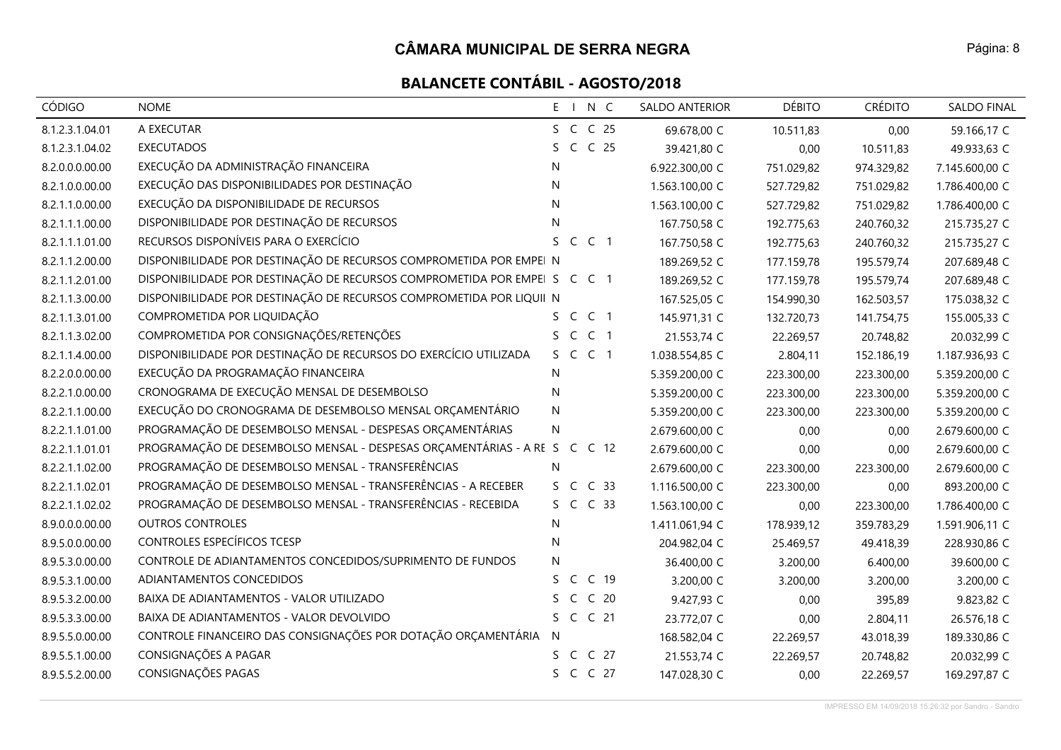# CÂMARA MUNICIPAL DE SERRA NEGRA

## BALANCETE CONTÁBIL - AGOSTO/2018

| CÓDIGO | NOME | E | I | N | C | SALDO ANTERIOR | DÉBITO | CRÉDITO | SALDO FINAL |
|---|---|---|---|---|---|---|---|---|---|
| 8.1.2.3.1.04.01 | A EXECUTAR | S | C | C | 25 | 69.678,00 C | 10.511,83 | 0,00 | 59.166,17 C |
| 8.1.2.3.1.04.02 | EXECUTADOS | S | C | C | 25 | 39.421,80 C | 0,00 | 10.511,83 | 49.933,63 C |
| 8.2.0.0.0.00.00 | EXECUÇÃO DA ADMINISTRAÇÃO FINANCEIRA | N | | | | 6.922.300,00 C | 751.029,82 | 974.329,82 | 7.145.600,00 C |
| 8.2.1.0.0.00.00 | EXECUÇÃO DAS DISPONIBILIDADES POR DESTINAÇÃO | N | | | | 1.563.100,00 C | 527.729,82 | 751.029,82 | 1.786.400,00 C |
| 8.2.1.1.0.00.00 | EXECUÇÃO DA DISPONIBILIDADE DE RECURSOS | N | | | | 1.563.100,00 C | 527.729,82 | 751.029,82 | 1.786.400,00 C |
| 8.2.1.1.1.00.00 | DISPONIBILIDADE POR DESTINAÇÃO DE RECURSOS | N | | | | 167.750,58 C | 192.775,63 | 240.760,32 | 215.735,27 C |
| 8.2.1.1.1.01.00 | RECURSOS DISPONÍVEIS PARA O EXERCÍCIO | S | C | C | 1 | 167.750,58 C | 192.775,63 | 240.760,32 | 215.735,27 C |
| 8.2.1.1.2.00.00 | DISPONIBILIDADE POR DESTINAÇÃO DE RECURSOS COMPROMETIDA POR EMPE | N | | | | 189.269,52 C | 177.159,78 | 195.579,74 | 207.689,48 C |
| 8.2.1.1.2.01.00 | DISPONIBILIDADE POR DESTINAÇÃO DE RECURSOS COMPROMETIDA POR EMPE | S | C | C | 1 | 189.269,52 C | 177.159,78 | 195.579,74 | 207.689,48 C |
| 8.2.1.1.3.00.00 | DISPONIBILIDADE POR DESTINAÇÃO DE RECURSOS COMPROMETIDA POR LIQUI | N | | | | 167.525,05 C | 154.990,30 | 162.503,57 | 175.038,32 C |
| 8.2.1.1.3.01.00 | COMPROMETIDA POR LIQUIDAÇÃO | S | C | C | 1 | 145.971,31 C | 132.720,73 | 141.754,75 | 155.005,33 C |
| 8.2.1.1.3.02.00 | COMPROMETIDA POR CONSIGNAÇÕES/RETENÇÕES | S | C | C | 1 | 21.553,74 C | 22.269,57 | 20.748,82 | 20.032,99 C |
| 8.2.1.1.4.00.00 | DISPONIBILIDADE POR DESTINAÇÃO DE RECURSOS DO EXERCÍCIO UTILIZADA | S | C | C | 1 | 1.038.554,85 C | 2.804,11 | 152.186,19 | 1.187.936,93 C |
| 8.2.2.0.0.00.00 | EXECUÇÃO DA PROGRAMAÇÃO FINANCEIRA | N | | | | 5.359.200,00 C | 223.300,00 | 223.300,00 | 5.359.200,00 C |
| 8.2.2.1.0.00.00 | CRONOGRAMA DE EXECUÇÃO MENSAL DE DESEMBOLSO | N | | | | 5.359.200,00 C | 223.300,00 | 223.300,00 | 5.359.200,00 C |
| 8.2.2.1.1.00.00 | EXECUÇÃO DO CRONOGRAMA DE DESEMBOLSO MENSAL ORÇAMENTÁRIO | N | | | | 5.359.200,00 C | 223.300,00 | 223.300,00 | 5.359.200,00 C |
| 8.2.2.1.1.01.00 | PROGRAMAÇÃO DE DESEMBOLSO MENSAL - DESPESAS ORÇAMENTÁRIAS | N | | | | 2.679.600,00 C | 0,00 | 0,00 | 2.679.600,00 C |
| 8.2.2.1.1.01.01 | PROGRAMAÇÃO DE DESEMBOLSO MENSAL - DESPESAS ORÇAMENTÁRIAS - A RE | S | C | C | 12 | 2.679.600,00 C | 0,00 | 0,00 | 2.679.600,00 C |
| 8.2.2.1.1.02.00 | PROGRAMAÇÃO DE DESEMBOLSO MENSAL - TRANSFERÊNCIAS | N | | | | 2.679.600,00 C | 223.300,00 | 223.300,00 | 2.679.600,00 C |
| 8.2.2.1.1.02.01 | PROGRAMAÇÃO DE DESEMBOLSO MENSAL - TRANSFERÊNCIAS - A RECEBER | S | C | C | 33 | 1.116.500,00 C | 223.300,00 | 0,00 | 893.200,00 C |
| 8.2.2.1.1.02.02 | PROGRAMAÇÃO DE DESEMBOLSO MENSAL - TRANSFERÊNCIAS - RECEBIDA | S | C | C | 33 | 1.563.100,00 C | 0,00 | 223.300,00 | 1.786.400,00 C |
| 8.9.0.0.0.00.00 | OUTROS CONTROLES | N | | | | 1.411.061,94 C | 178.939,12 | 359.783,29 | 1.591.906,11 C |
| 8.9.5.0.0.00.00 | CONTROLES ESPECÍFICOS TCESP | N | | | | 204.982,04 C | 25.469,57 | 49.418,39 | 228.930,86 C |
| 8.9.5.3.0.00.00 | CONTROLE DE ADIANTAMENTOS CONCEDIDOS/SUPRIMENTO DE FUNDOS | N | | | | 36.400,00 C | 3.200,00 | 6.400,00 | 39.600,00 C |
| 8.9.5.3.1.00.00 | ADIANTAMENTOS CONCEDIDOS | S | C | C | 19 | 3.200,00 C | 3.200,00 | 3.200,00 | 3.200,00 C |
| 8.9.5.3.2.00.00 | BAIXA DE ADIANTAMENTOS - VALOR UTILIZADO | S | C | C | 20 | 9.427,93 C | 0,00 | 395,89 | 9.823,82 C |
| 8.9.5.3.3.00.00 | BAIXA DE ADIANTAMENTOS - VALOR DEVOLVIDO | S | C | C | 21 | 23.772,07 C | 0,00 | 2.804,11 | 26.576,18 C |
| 8.9.5.5.0.00.00 | CONTROLE FINANCEIRO DAS CONSIGNAÇÕES POR DOTAÇÃO ORÇAMENTÁRIA | N | | | | 168.582,04 C | 22.269,57 | 43.018,39 | 189.330,86 C |
| 8.9.5.5.1.00.00 | CONSIGNAÇÕES A PAGAR | S | C | C | 27 | 21.553,74 C | 22.269,57 | 20.748,82 | 20.032,99 C |
| 8.9.5.5.2.00.00 | CONSIGNAÇÕES PAGAS | S | C | C | 27 | 147.028,30 C | 0,00 | 22.269,57 | 169.297,87 C |

IMPRESSO EM 14/09/2018 15:26:32 por Sandro - Sandro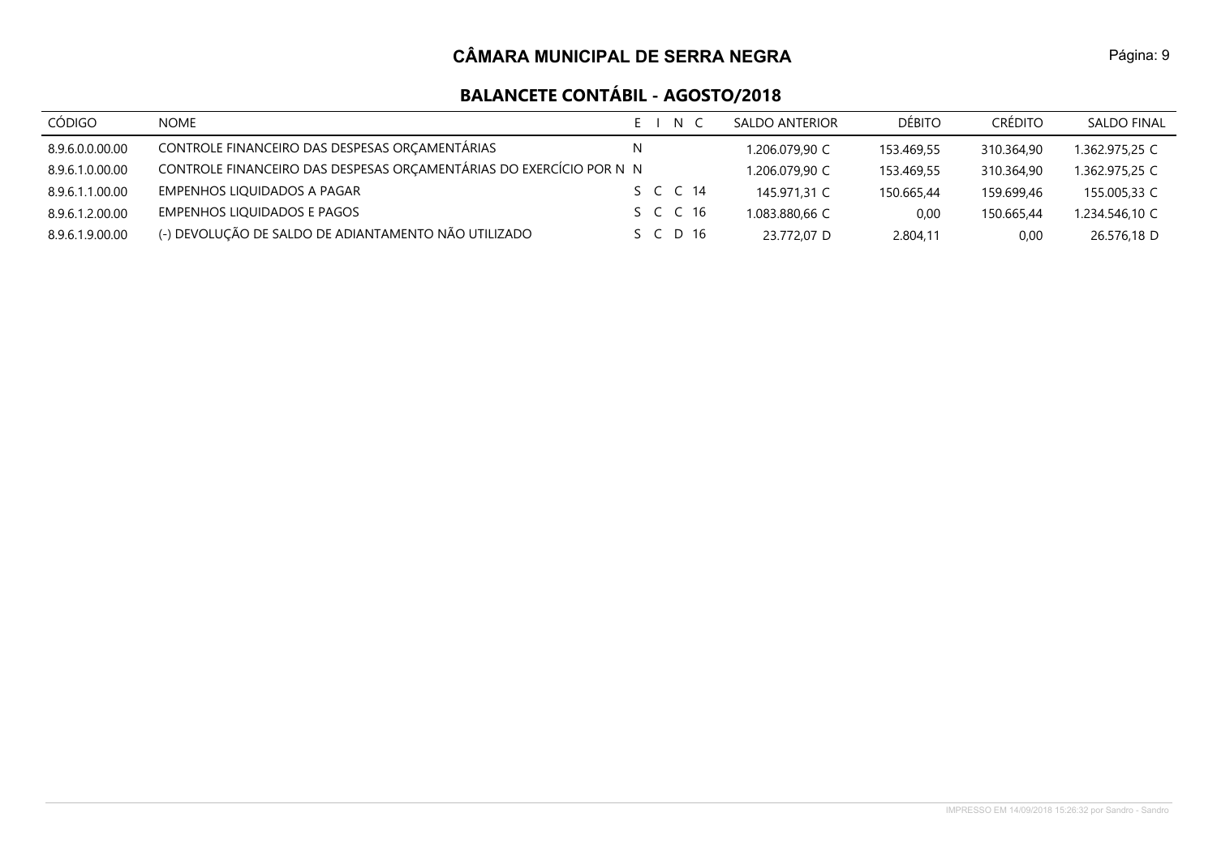# CÂMARA MUNICIPAL DE SERRA NEGRA

## BALANCETE CONTÁBIL - AGOSTO/2018

| CÓDIGO | NOME | E | I | N | C | SALDO ANTERIOR | DÉBITO | CRÉDITO | SALDO FINAL |
|---|---|---|---|---|---|---|---|---|---|
| 8.9.6.0.0.00.00 | CONTROLE FINANCEIRO DAS DESPESAS ORÇAMENTÁRIAS | N | | | | 1.206.079,90 C | 153.469,55 | 310.364,90 | 1.362.975,25 C |
| 8.9.6.1.0.00.00 | CONTROLE FINANCEIRO DAS DESPESAS ORÇAMENTÁRIAS DO EXERCÍCIO POR N | N | | | | 1.206.079,90 C | 153.469,55 | 310.364,90 | 1.362.975,25 C |
| 8.9.6.1.1.00.00 | EMPENHOS LIQUIDADOS A PAGAR | S | C | C | 14 | 145.971,31 C | 150.665,44 | 159.699,46 | 155.005,33 C |
| 8.9.6.1.2.00.00 | EMPENHOS LIQUIDADOS E PAGOS | S | C | C | 16 | 1.083.880,66 C | 0,00 | 150.665,44 | 1.234.546,10 C |
| 8.9.6.1.9.00.00 | (-) DEVOLUÇÃO DE SALDO DE ADIANTAMENTO NÃO UTILIZADO | S | C | D | 16 | 23.772,07 D | 2.804,11 | 0,00 | 26.576,18 D |